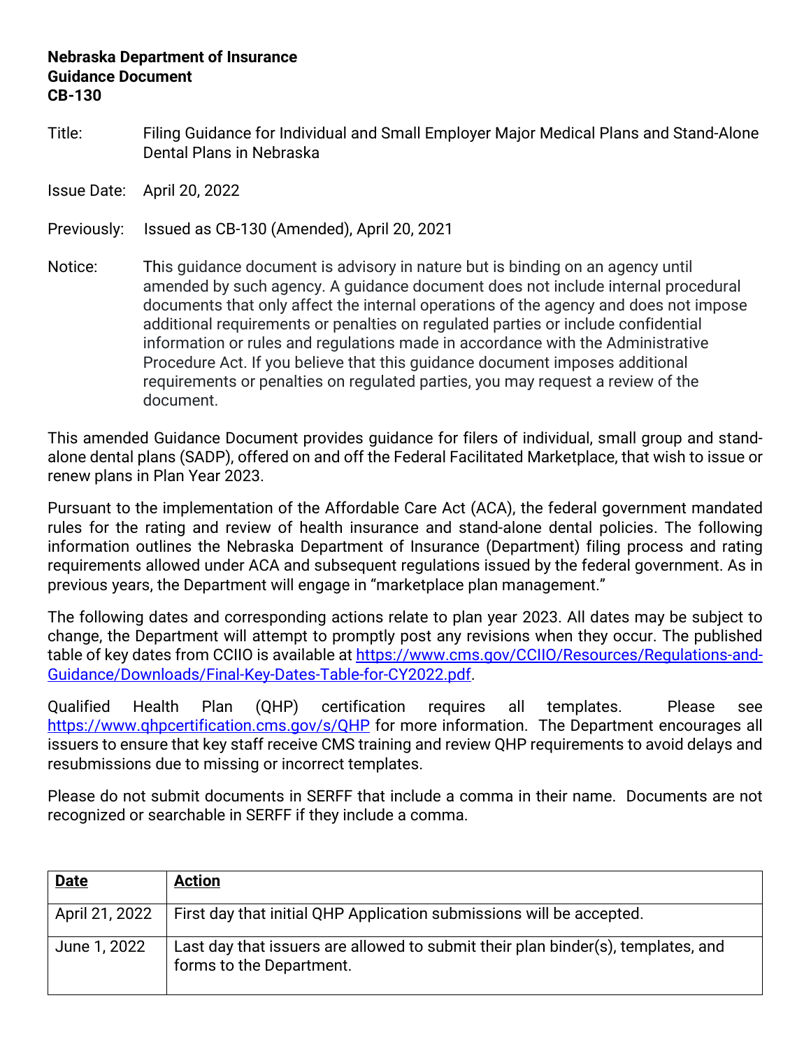**Nebraska Department of Insurance**
**Guidance Document**
**CB-130**

Title: Filing Guidance for Individual and Small Employer Major Medical Plans and Stand-Alone Dental Plans in Nebraska

Issue Date: April 20, 2022

Previously: Issued as CB-130 (Amended), April 20, 2021

Notice: This guidance document is advisory in nature but is binding on an agency until amended by such agency. A guidance document does not include internal procedural documents that only affect the internal operations of the agency and does not impose additional requirements or penalties on regulated parties or include confidential information or rules and regulations made in accordance with the Administrative Procedure Act. If you believe that this guidance document imposes additional requirements or penalties on regulated parties, you may request a review of the document.

This amended Guidance Document provides guidance for filers of individual, small group and stand-alone dental plans (SADP), offered on and off the Federal Facilitated Marketplace, that wish to issue or renew plans in Plan Year 2023.

Pursuant to the implementation of the Affordable Care Act (ACA), the federal government mandated rules for the rating and review of health insurance and stand-alone dental policies. The following information outlines the Nebraska Department of Insurance (Department) filing process and rating requirements allowed under ACA and subsequent regulations issued by the federal government. As in previous years, the Department will engage in "marketplace plan management."

The following dates and corresponding actions relate to plan year 2023. All dates may be subject to change, the Department will attempt to promptly post any revisions when they occur. The published table of key dates from CCIIO is available at https://www.cms.gov/CCIIO/Resources/Regulations-and-Guidance/Downloads/Final-Key-Dates-Table-for-CY2022.pdf.

Qualified Health Plan (QHP) certification requires all templates. Please see https://www.qhpcertification.cms.gov/s/QHP for more information. The Department encourages all issuers to ensure that key staff receive CMS training and review QHP requirements to avoid delays and resubmissions due to missing or incorrect templates.

Please do not submit documents in SERFF that include a comma in their name. Documents are not recognized or searchable in SERFF if they include a comma.

| **Date** | **Action** |
|---|---|
| April 21, 2022 | First day that initial QHP Application submissions will be accepted. |
| June 1, 2022 | Last day that issuers are allowed to submit their plan binder(s), templates, and forms to the Department. |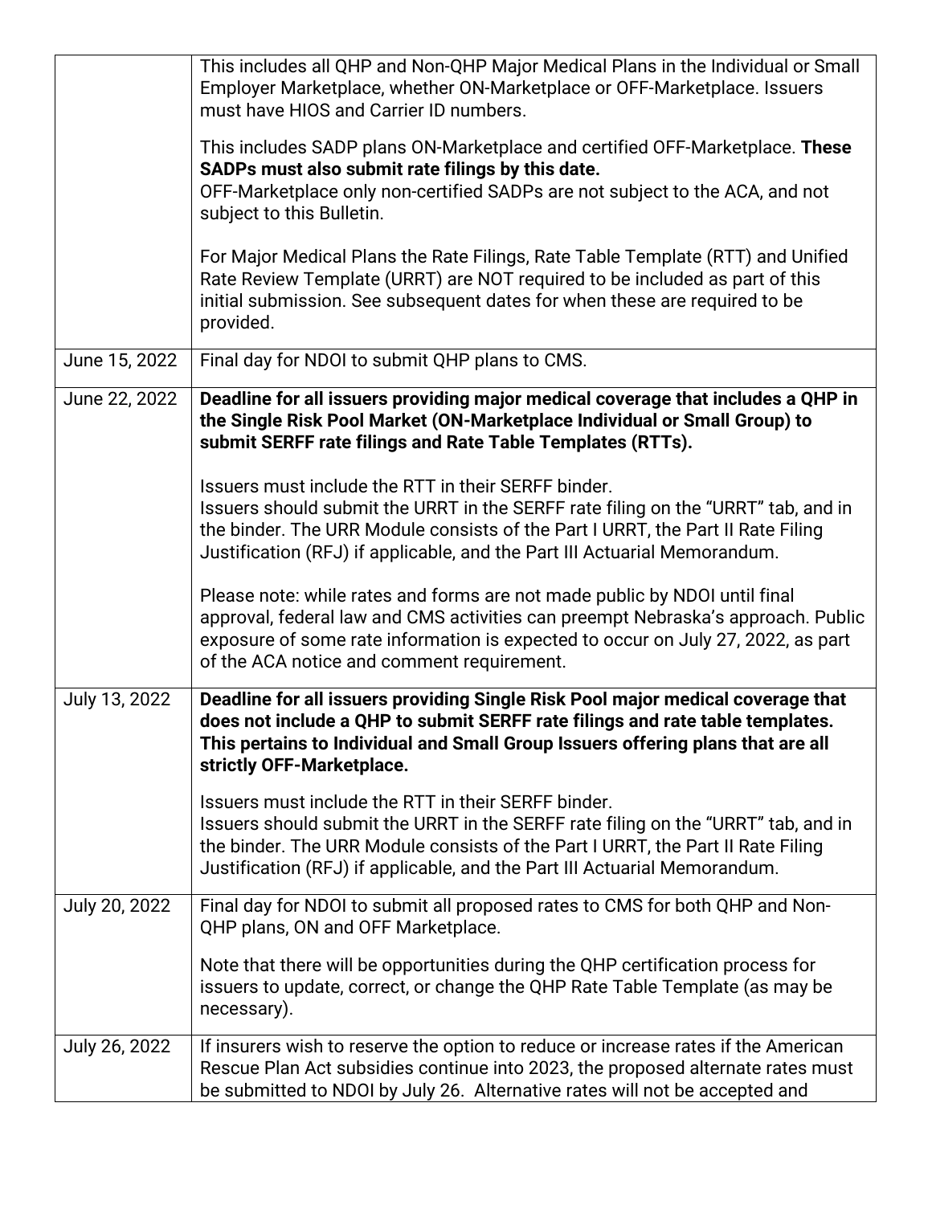| | |
|---|---|
| | This includes all QHP and Non-QHP Major Medical Plans in the Individual or Small Employer Marketplace, whether ON-Marketplace or OFF-Marketplace. Issuers must have HIOS and Carrier ID numbers.<br><br>This includes SADP plans ON-Marketplace and certified OFF-Marketplace. **These SADPs must also submit rate filings by this date.**<br>OFF-Marketplace only non-certified SADPs are not subject to the ACA, and not subject to this Bulletin.<br><br>For Major Medical Plans the Rate Filings, Rate Table Template (RTT) and Unified Rate Review Template (URRT) are NOT required to be included as part of this initial submission. See subsequent dates for when these are required to be provided. |
| June 15, 2022 | Final day for NDOI to submit QHP plans to CMS. |
| June 22, 2022 | **Deadline for all issuers providing major medical coverage that includes a QHP in the Single Risk Pool Market (ON-Marketplace Individual or Small Group) to submit SERFF rate filings and Rate Table Templates (RTTs).**<br><br>Issuers must include the RTT in their SERFF binder.<br>Issuers should submit the URRT in the SERFF rate filing on the "URRT" tab, and in the binder. The URR Module consists of the Part I URRT, the Part II Rate Filing Justification (RFJ) if applicable, and the Part III Actuarial Memorandum.<br><br>Please note: while rates and forms are not made public by NDOI until final approval, federal law and CMS activities can preempt Nebraska's approach. Public exposure of some rate information is expected to occur on July 27, 2022, as part of the ACA notice and comment requirement. |
| July 13, 2022 | **Deadline for all issuers providing Single Risk Pool major medical coverage that does not include a QHP to submit SERFF rate filings and rate table templates. This pertains to Individual and Small Group Issuers offering plans that are all strictly OFF-Marketplace.**<br><br>Issuers must include the RTT in their SERFF binder.<br>Issuers should submit the URRT in the SERFF rate filing on the "URRT" tab, and in the binder. The URR Module consists of the Part I URRT, the Part II Rate Filing Justification (RFJ) if applicable, and the Part III Actuarial Memorandum. |
| July 20, 2022 | Final day for NDOI to submit all proposed rates to CMS for both QHP and Non-QHP plans, ON and OFF Marketplace.<br><br>Note that there will be opportunities during the QHP certification process for issuers to update, correct, or change the QHP Rate Table Template (as may be necessary). |
| July 26, 2022 | If insurers wish to reserve the option to reduce or increase rates if the American Rescue Plan Act subsidies continue into 2023, the proposed alternate rates must be submitted to NDOI by July 26. Alternative rates will not be accepted and |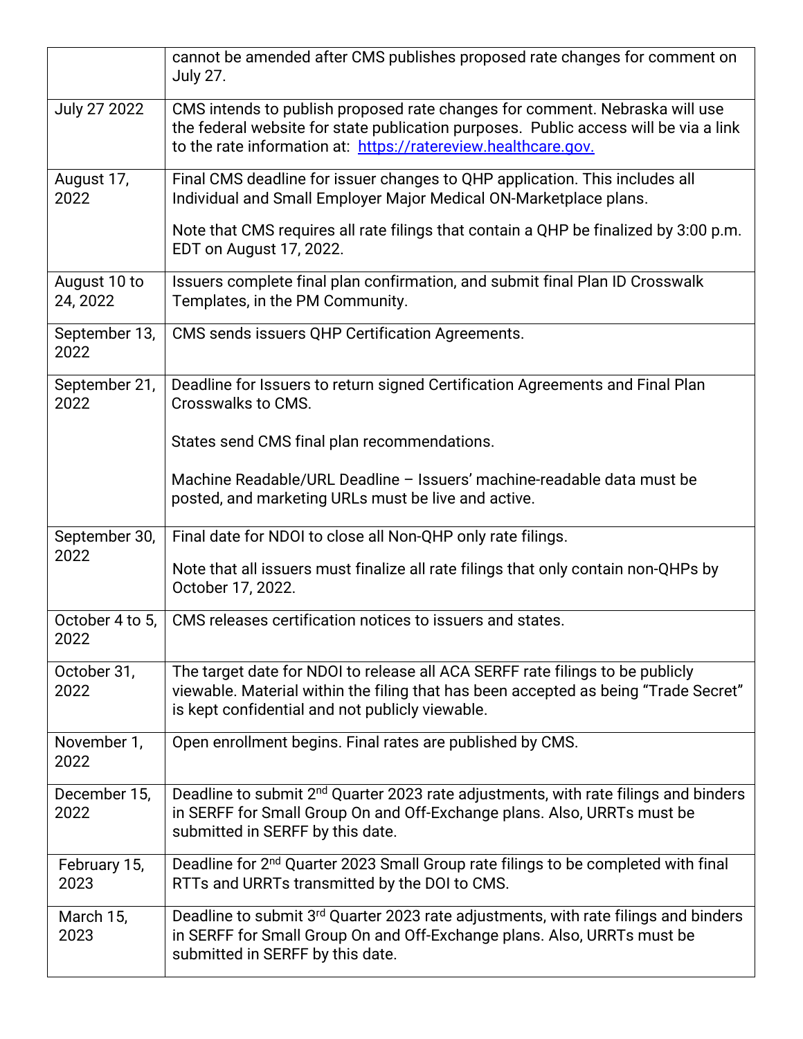| | |
|---|---|
| | cannot be amended after CMS publishes proposed rate changes for comment on July 27. |
| July 27 2022 | CMS intends to publish proposed rate changes for comment. Nebraska will use the federal website for state publication purposes. Public access will be via a link to the rate information at: [https://ratereview.healthcare.gov.](https://ratereview.healthcare.gov) |
| August 17, 2022 | Final CMS deadline for issuer changes to QHP application. This includes all Individual and Small Employer Major Medical ON-Marketplace plans.<br><br>Note that CMS requires all rate filings that contain a QHP be finalized by 3:00 p.m. EDT on August 17, 2022. |
| August 10 to 24, 2022 | Issuers complete final plan confirmation, and submit final Plan ID Crosswalk Templates, in the PM Community. |
| September 13, 2022 | CMS sends issuers QHP Certification Agreements. |
| September 21, 2022 | Deadline for Issuers to return signed Certification Agreements and Final Plan Crosswalks to CMS.<br><br>States send CMS final plan recommendations.<br><br>Machine Readable/URL Deadline – Issuers' machine-readable data must be posted, and marketing URLs must be live and active. |
| September 30, 2022 | Final date for NDOI to close all Non-QHP only rate filings.<br><br>Note that all issuers must finalize all rate filings that only contain non-QHPs by October 17, 2022. |
| October 4 to 5, 2022 | CMS releases certification notices to issuers and states. |
| October 31, 2022 | The target date for NDOI to release all ACA SERFF rate filings to be publicly viewable. Material within the filing that has been accepted as being "Trade Secret" is kept confidential and not publicly viewable. |
| November 1, 2022 | Open enrollment begins. Final rates are published by CMS. |
| December 15, 2022 | Deadline to submit 2nd Quarter 2023 rate adjustments, with rate filings and binders in SERFF for Small Group On and Off-Exchange plans. Also, URRTs must be submitted in SERFF by this date. |
| February 15, 2023 | Deadline for 2nd Quarter 2023 Small Group rate filings to be completed with final RTTs and URRTs transmitted by the DOI to CMS. |
| March 15, 2023 | Deadline to submit 3rd Quarter 2023 rate adjustments, with rate filings and binders in SERFF for Small Group On and Off-Exchange plans. Also, URRTs must be submitted in SERFF by this date. |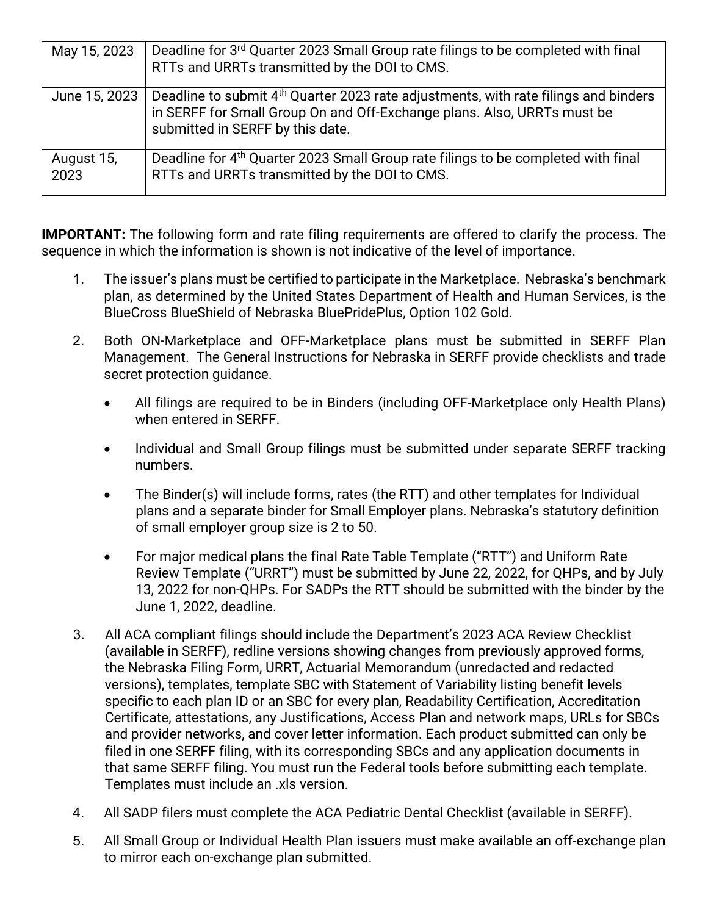| | |
|---|---|
| May 15, 2023 | Deadline for 3rd Quarter 2023 Small Group rate filings to be completed with final RTTs and URRTs transmitted by the DOI to CMS. |
| June 15, 2023 | Deadline to submit 4th Quarter 2023 rate adjustments, with rate filings and binders in SERFF for Small Group On and Off-Exchange plans. Also, URRTs must be submitted in SERFF by this date. |
| August 15, 2023 | Deadline for 4th Quarter 2023 Small Group rate filings to be completed with final RTTs and URRTs transmitted by the DOI to CMS. |

**IMPORTANT:** The following form and rate filing requirements are offered to clarify the process. The sequence in which the information is shown is not indicative of the level of importance.

1. The issuer's plans must be certified to participate in the Marketplace. Nebraska's benchmark plan, as determined by the United States Department of Health and Human Services, is the BlueCross BlueShield of Nebraska BluePridePlus, Option 102 Gold.

2. Both ON-Marketplace and OFF-Marketplace plans must be submitted in SERFF Plan Management. The General Instructions for Nebraska in SERFF provide checklists and trade secret protection guidance.

   - All filings are required to be in Binders (including OFF-Marketplace only Health Plans) when entered in SERFF.
   - Individual and Small Group filings must be submitted under separate SERFF tracking numbers.
   - The Binder(s) will include forms, rates (the RTT) and other templates for Individual plans and a separate binder for Small Employer plans. Nebraska's statutory definition of small employer group size is 2 to 50.
   - For major medical plans the final Rate Table Template ("RTT") and Uniform Rate Review Template ("URRT") must be submitted by June 22, 2022, for QHPs, and by July 13, 2022 for non-QHPs. For SADPs the RTT should be submitted with the binder by the June 1, 2022, deadline.

3. All ACA compliant filings should include the Department's 2023 ACA Review Checklist (available in SERFF), redline versions showing changes from previously approved forms, the Nebraska Filing Form, URRT, Actuarial Memorandum (unredacted and redacted versions), templates, template SBC with Statement of Variability listing benefit levels specific to each plan ID or an SBC for every plan, Readability Certification, Accreditation Certificate, attestations, any Justifications, Access Plan and network maps, URLs for SBCs and provider networks, and cover letter information. Each product submitted can only be filed in one SERFF filing, with its corresponding SBCs and any application documents in that same SERFF filing. You must run the Federal tools before submitting each template. Templates must include an .xls version.

4. All SADP filers must complete the ACA Pediatric Dental Checklist (available in SERFF).

5. All Small Group or Individual Health Plan issuers must make available an off-exchange plan to mirror each on-exchange plan submitted.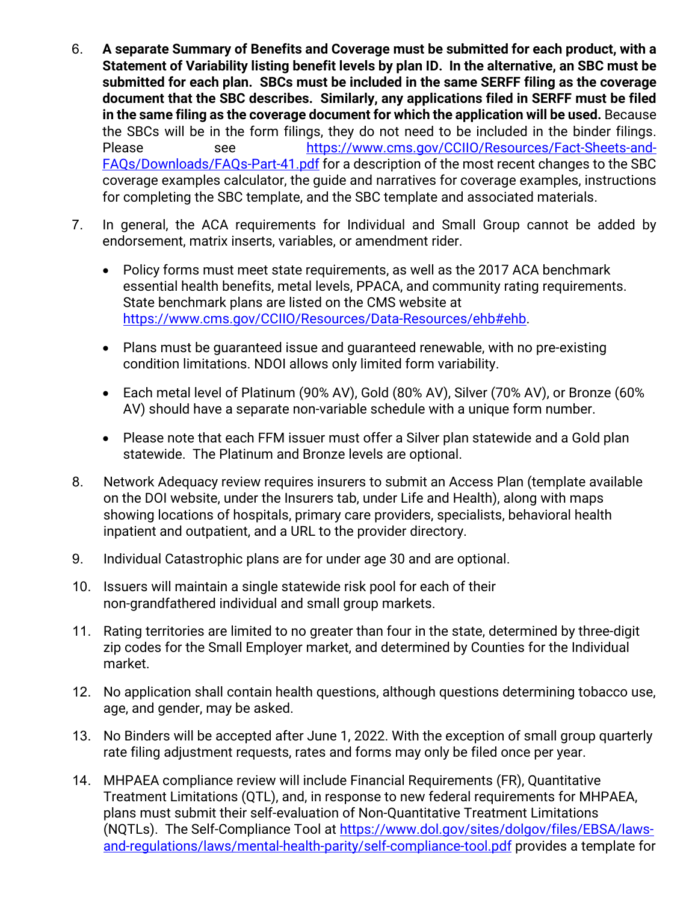6. **A separate Summary of Benefits and Coverage must be submitted for each product, with a Statement of Variability listing benefit levels by plan ID. In the alternative, an SBC must be submitted for each plan. SBCs must be included in the same SERFF filing as the coverage document that the SBC describes. Similarly, any applications filed in SERFF must be filed in the same filing as the coverage document for which the application will be used.** Because the SBCs will be in the form filings, they do not need to be included in the binder filings. Please see [https://www.cms.gov/CCIIO/Resources/Fact-Sheets-and-FAQs/Downloads/FAQs-Part-41.pdf](https://www.cms.gov/CCIIO/Resources/Fact-Sheets-and-FAQs/Downloads/FAQs-Part-41.pdf) for a description of the most recent changes to the SBC coverage examples calculator, the guide and narratives for coverage examples, instructions for completing the SBC template, and the SBC template and associated materials.

7. In general, the ACA requirements for Individual and Small Group cannot be added by endorsement, matrix inserts, variables, or amendment rider.

   - Policy forms must meet state requirements, as well as the 2017 ACA benchmark essential health benefits, metal levels, PPACA, and community rating requirements. State benchmark plans are listed on the CMS website at [https://www.cms.gov/CCIIO/Resources/Data-Resources/ehb#ehb](https://www.cms.gov/CCIIO/Resources/Data-Resources/ehb#ehb).

   - Plans must be guaranteed issue and guaranteed renewable, with no pre-existing condition limitations. NDOI allows only limited form variability.

   - Each metal level of Platinum (90% AV), Gold (80% AV), Silver (70% AV), or Bronze (60% AV) should have a separate non-variable schedule with a unique form number.

   - Please note that each FFM issuer must offer a Silver plan statewide and a Gold plan statewide. The Platinum and Bronze levels are optional.

8. Network Adequacy review requires insurers to submit an Access Plan (template available on the DOI website, under the Insurers tab, under Life and Health), along with maps showing locations of hospitals, primary care providers, specialists, behavioral health inpatient and outpatient, and a URL to the provider directory.

9. Individual Catastrophic plans are for under age 30 and are optional.

10. Issuers will maintain a single statewide risk pool for each of their non-grandfathered individual and small group markets.

11. Rating territories are limited to no greater than four in the state, determined by three-digit zip codes for the Small Employer market, and determined by Counties for the Individual market.

12. No application shall contain health questions, although questions determining tobacco use, age, and gender, may be asked.

13. No Binders will be accepted after June 1, 2022. With the exception of small group quarterly rate filing adjustment requests, rates and forms may only be filed once per year.

14. MHPAEA compliance review will include Financial Requirements (FR), Quantitative Treatment Limitations (QTL), and, in response to new federal requirements for MHPAEA, plans must submit their self-evaluation of Non-Quantitative Treatment Limitations (NQTLs). The Self-Compliance Tool at [https://www.dol.gov/sites/dolgov/files/EBSA/laws-and-regulations/laws/mental-health-parity/self-compliance-tool.pdf](https://www.dol.gov/sites/dolgov/files/EBSA/laws-and-regulations/laws/mental-health-parity/self-compliance-tool.pdf) provides a template for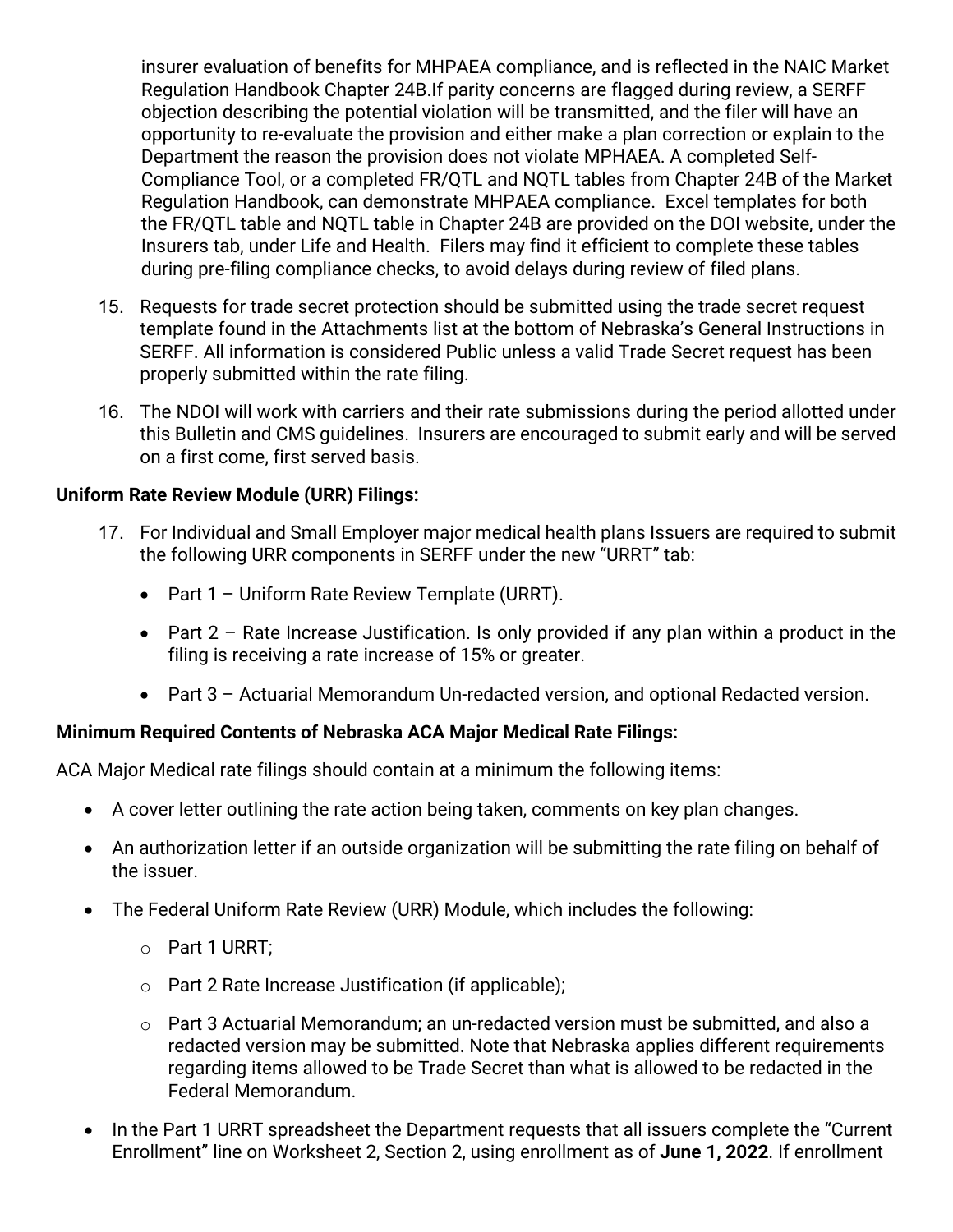insurer evaluation of benefits for MHPAEA compliance, and is reflected in the NAIC Market Regulation Handbook Chapter 24B.If parity concerns are flagged during review, a SERFF objection describing the potential violation will be transmitted, and the filer will have an opportunity to re-evaluate the provision and either make a plan correction or explain to the Department the reason the provision does not violate MPHAEA. A completed Self-Compliance Tool, or a completed FR/QTL and NQTL tables from Chapter 24B of the Market Regulation Handbook, can demonstrate MHPAEA compliance. Excel templates for both the FR/QTL table and NQTL table in Chapter 24B are provided on the DOI website, under the Insurers tab, under Life and Health. Filers may find it efficient to complete these tables during pre-filing compliance checks, to avoid delays during review of filed plans.

15. Requests for trade secret protection should be submitted using the trade secret request template found in the Attachments list at the bottom of Nebraska's General Instructions in SERFF. All information is considered Public unless a valid Trade Secret request has been properly submitted within the rate filing.

16. The NDOI will work with carriers and their rate submissions during the period allotted under this Bulletin and CMS guidelines. Insurers are encouraged to submit early and will be served on a first come, first served basis.

**Uniform Rate Review Module (URR) Filings:**

17. For Individual and Small Employer major medical health plans Issuers are required to submit the following URR components in SERFF under the new "URRT" tab:

    - Part 1 – Uniform Rate Review Template (URRT).
    - Part 2 – Rate Increase Justification. Is only provided if any plan within a product in the filing is receiving a rate increase of 15% or greater.
    - Part 3 – Actuarial Memorandum Un-redacted version, and optional Redacted version.

**Minimum Required Contents of Nebraska ACA Major Medical Rate Filings:**

ACA Major Medical rate filings should contain at a minimum the following items:

- A cover letter outlining the rate action being taken, comments on key plan changes.
- An authorization letter if an outside organization will be submitting the rate filing on behalf of the issuer.
- The Federal Uniform Rate Review (URR) Module, which includes the following:
    - Part 1 URRT;
    - Part 2 Rate Increase Justification (if applicable);
    - Part 3 Actuarial Memorandum; an un-redacted version must be submitted, and also a redacted version may be submitted. Note that Nebraska applies different requirements regarding items allowed to be Trade Secret than what is allowed to be redacted in the Federal Memorandum.
- In the Part 1 URRT spreadsheet the Department requests that all issuers complete the "Current Enrollment" line on Worksheet 2, Section 2, using enrollment as of **June 1, 2022**. If enrollment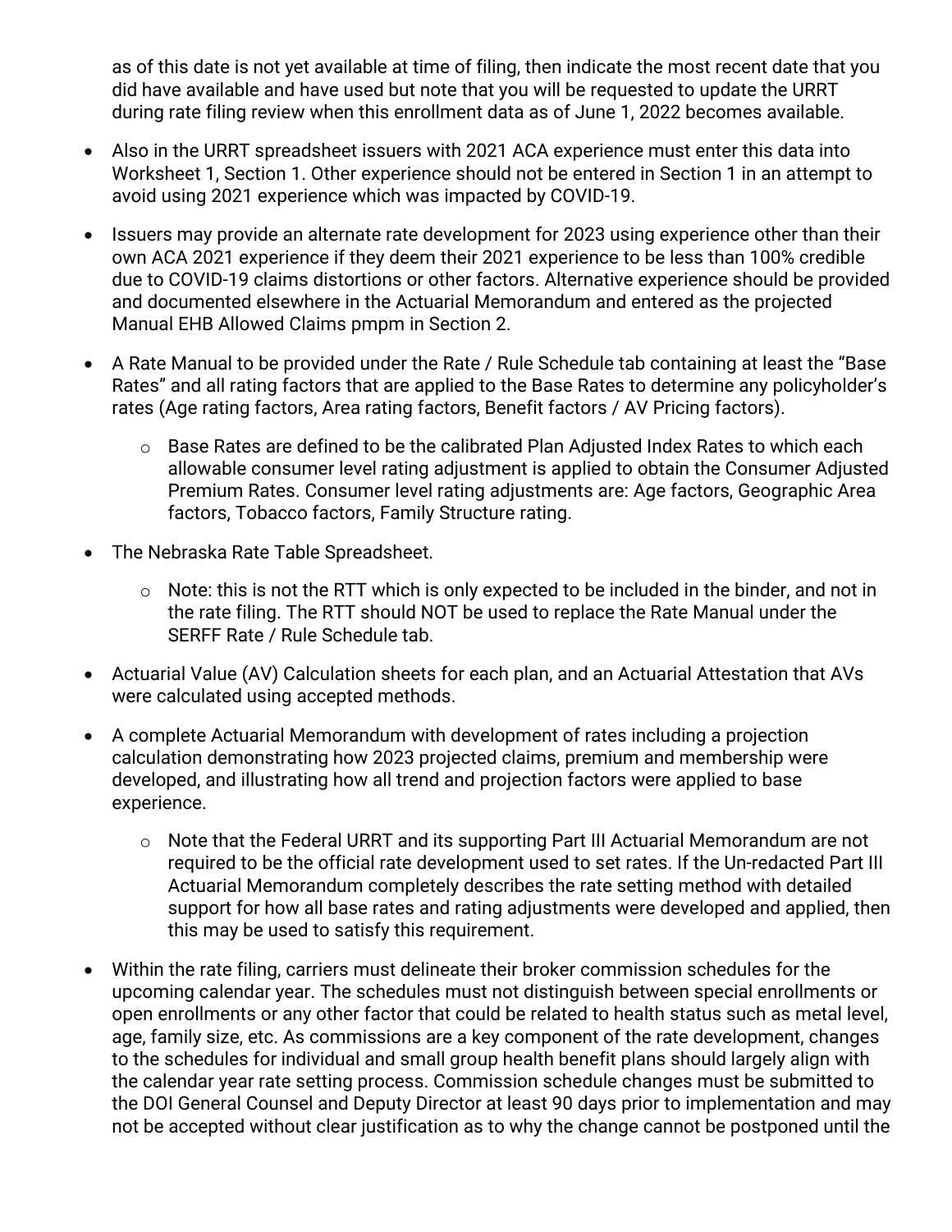as of this date is not yet available at time of filing, then indicate the most recent date that you did have available and have used but note that you will be requested to update the URRT during rate filing review when this enrollment data as of June 1, 2022 becomes available.

- Also in the URRT spreadsheet issuers with 2021 ACA experience must enter this data into Worksheet 1, Section 1. Other experience should not be entered in Section 1 in an attempt to avoid using 2021 experience which was impacted by COVID-19.
- Issuers may provide an alternate rate development for 2023 using experience other than their own ACA 2021 experience if they deem their 2021 experience to be less than 100% credible due to COVID-19 claims distortions or other factors. Alternative experience should be provided and documented elsewhere in the Actuarial Memorandum and entered as the projected Manual EHB Allowed Claims pmpm in Section 2.
- A Rate Manual to be provided under the Rate / Rule Schedule tab containing at least the "Base Rates" and all rating factors that are applied to the Base Rates to determine any policyholder's rates (Age rating factors, Area rating factors, Benefit factors / AV Pricing factors).
  - Base Rates are defined to be the calibrated Plan Adjusted Index Rates to which each allowable consumer level rating adjustment is applied to obtain the Consumer Adjusted Premium Rates. Consumer level rating adjustments are: Age factors, Geographic Area factors, Tobacco factors, Family Structure rating.
- The Nebraska Rate Table Spreadsheet.
  - Note: this is not the RTT which is only expected to be included in the binder, and not in the rate filing. The RTT should NOT be used to replace the Rate Manual under the SERFF Rate / Rule Schedule tab.
- Actuarial Value (AV) Calculation sheets for each plan, and an Actuarial Attestation that AVs were calculated using accepted methods.
- A complete Actuarial Memorandum with development of rates including a projection calculation demonstrating how 2023 projected claims, premium and membership were developed, and illustrating how all trend and projection factors were applied to base experience.
  - Note that the Federal URRT and its supporting Part III Actuarial Memorandum are not required to be the official rate development used to set rates. If the Un-redacted Part III Actuarial Memorandum completely describes the rate setting method with detailed support for how all base rates and rating adjustments were developed and applied, then this may be used to satisfy this requirement.
- Within the rate filing, carriers must delineate their broker commission schedules for the upcoming calendar year. The schedules must not distinguish between special enrollments or open enrollments or any other factor that could be related to health status such as metal level, age, family size, etc. As commissions are a key component of the rate development, changes to the schedules for individual and small group health benefit plans should largely align with the calendar year rate setting process. Commission schedule changes must be submitted to the DOI General Counsel and Deputy Director at least 90 days prior to implementation and may not be accepted without clear justification as to why the change cannot be postponed until the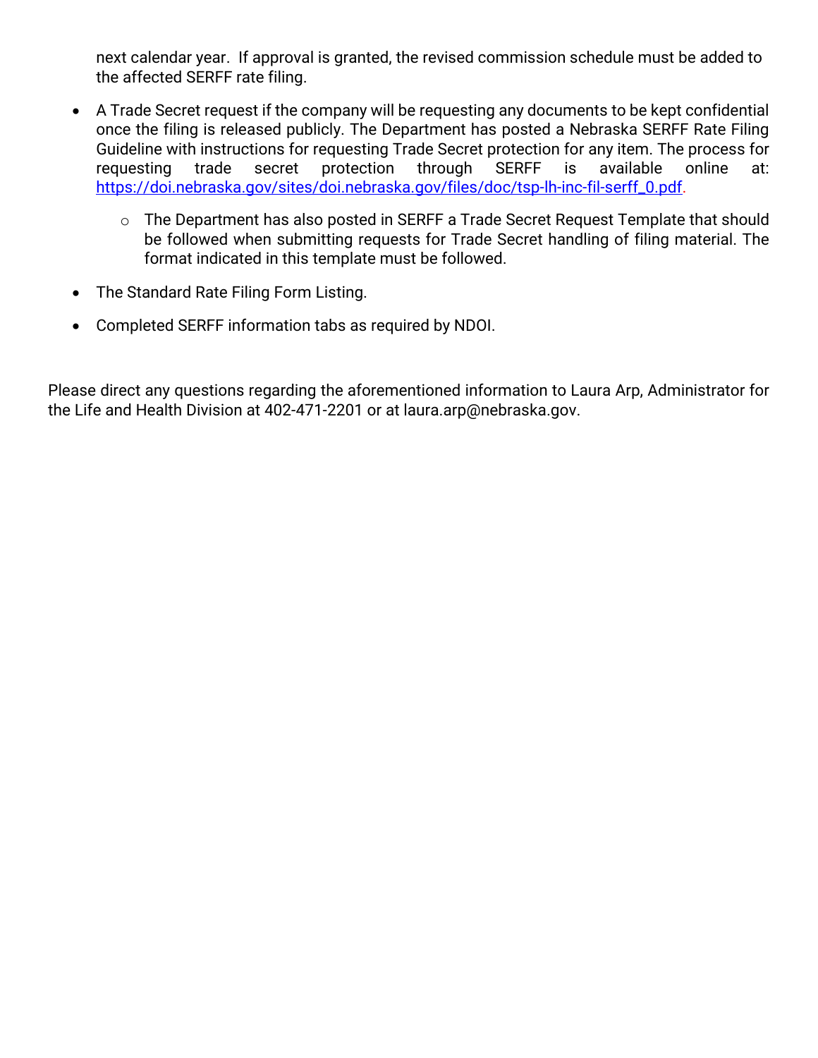next calendar year. If approval is granted, the revised commission schedule must be added to the affected SERFF rate filing.

- A Trade Secret request if the company will be requesting any documents to be kept confidential once the filing is released publicly. The Department has posted a Nebraska SERFF Rate Filing Guideline with instructions for requesting Trade Secret protection for any item. The process for requesting trade secret protection through SERFF is available online at: [https://doi.nebraska.gov/sites/doi.nebraska.gov/files/doc/tsp-lh-inc-fil-serff_0.pdf](https://doi.nebraska.gov/sites/doi.nebraska.gov/files/doc/tsp-lh-inc-fil-serff_0.pdf).
    - The Department has also posted in SERFF a Trade Secret Request Template that should be followed when submitting requests for Trade Secret handling of filing material. The format indicated in this template must be followed.
- The Standard Rate Filing Form Listing.
- Completed SERFF information tabs as required by NDOI.

Please direct any questions regarding the aforementioned information to Laura Arp, Administrator for the Life and Health Division at 402-471-2201 or at laura.arp@nebraska.gov.